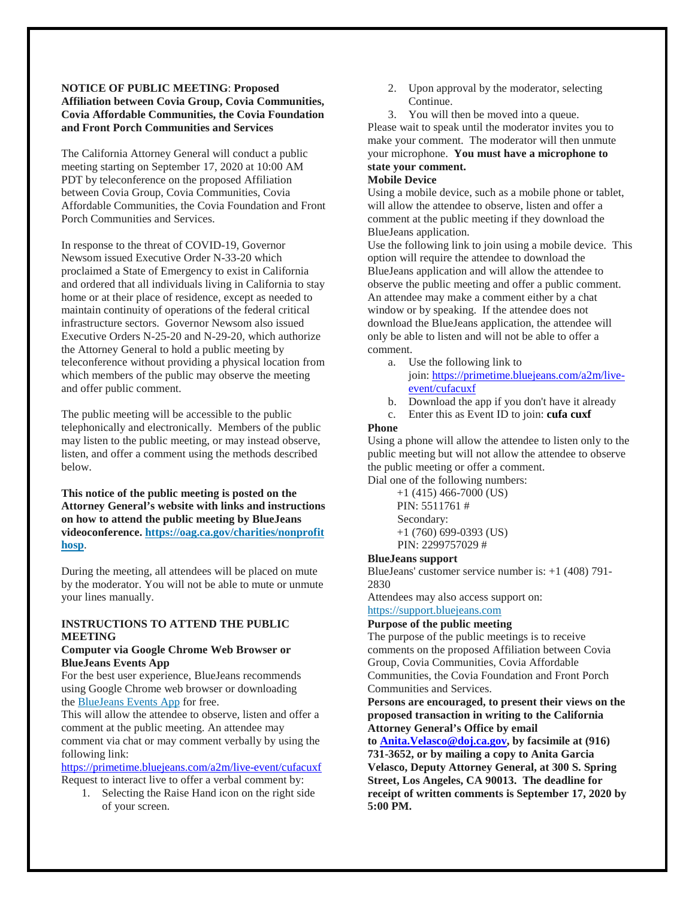**NOTICE OF PUBLIC MEETING**: **Proposed Affiliation between Covia Group, Covia Communities, Covia Affordable Communities, the Covia Foundation and Front Porch Communities and Services**

The California Attorney General will conduct a public meeting starting on September 17, 2020 at 10:00 AM PDT by teleconference on the proposed Affiliation between Covia Group, Covia Communities, Covia Affordable Communities, the Covia Foundation and Front Porch Communities and Services.

In response to the threat of COVID-19, Governor Newsom issued Executive Order N-33-20 which proclaimed a State of Emergency to exist in California and ordered that all individuals living in California to stay home or at their place of residence, except as needed to maintain continuity of operations of the federal critical infrastructure sectors. Governor Newsom also issued Executive Orders N-25-20 and N-29-20, which authorize the Attorney General to hold a public meeting by teleconference without providing a physical location from which members of the public may observe the meeting and offer public comment.

The public meeting will be accessible to the public telephonically and electronically. Members of the public may listen to the public meeting, or may instead observe, listen, and offer a comment using the methods described below.

**This notice of the public meeting is posted on the Attorney General's website with links and instructions on how to attend the public meeting by BlueJeans videoconference. https://oag.ca.gov/charities/nonprofithosp**.

During the meeting, all attendees will be placed on mute by the moderator. You will not be able to mute or unmute your lines manually.

**INSTRUCTIONS TO ATTEND THE PUBLIC MEETING**

**Computer via Google Chrome Web Browser or BlueJeans Events App**

For the best user experience, BlueJeans recommends using Google Chrome web browser or downloading the BlueJeans Events App for free.

This will allow the attendee to observe, listen and offer a comment at the public meeting. An attendee may comment via chat or may comment verbally by using the following link:

https://primetime.bluejeans.com/a2m/live-event/cufacuxf

Request to interact live to offer a verbal comment by:

1. Selecting the Raise Hand icon on the right side of your screen.
2. Upon approval by the moderator, selecting Continue.
3. You will then be moved into a queue.

Please wait to speak until the moderator invites you to make your comment. The moderator will then unmute your microphone. **You must have a microphone to state your comment.**

**Mobile Device**

Using a mobile device, such as a mobile phone or tablet, will allow the attendee to observe, listen and offer a comment at the public meeting if they download the BlueJeans application.

Use the following link to join using a mobile device. This option will require the attendee to download the BlueJeans application and will allow the attendee to observe the public meeting and offer a public comment. An attendee may make a comment either by a chat window or by speaking. If the attendee does not download the BlueJeans application, the attendee will only be able to listen and will not be able to offer a comment.

a. Use the following link to join: https://primetime.bluejeans.com/a2m/live-event/cufacuxf
b. Download the app if you don't have it already
c. Enter this as Event ID to join: **cufa cuxf**

**Phone**

Using a phone will allow the attendee to listen only to the public meeting but will not allow the attendee to observe the public meeting or offer a comment.

Dial one of the following numbers:

+1 (415) 466-7000 (US)
PIN: 5511761 #
Secondary:
+1 (760) 699-0393 (US)
PIN: 2299757029 #

**BlueJeans support**

BlueJeans' customer service number is: +1 (408) 791-2830

Attendees may also access support on: https://support.bluejeans.com

**Purpose of the public meeting**

The purpose of the public meetings is to receive comments on the proposed Affiliation between Covia Group, Covia Communities, Covia Affordable Communities, the Covia Foundation and Front Porch Communities and Services.

**Persons are encouraged, to present their views on the proposed transaction in writing to the California Attorney General's Office by email to Anita.Velasco@doj.ca.gov, by facsimile at (916) 731-3652, or by mailing a copy to Anita Garcia Velasco, Deputy Attorney General, at 300 S. Spring Street, Los Angeles, CA 90013. The deadline for receipt of written comments is September 17, 2020 by 5:00 PM.**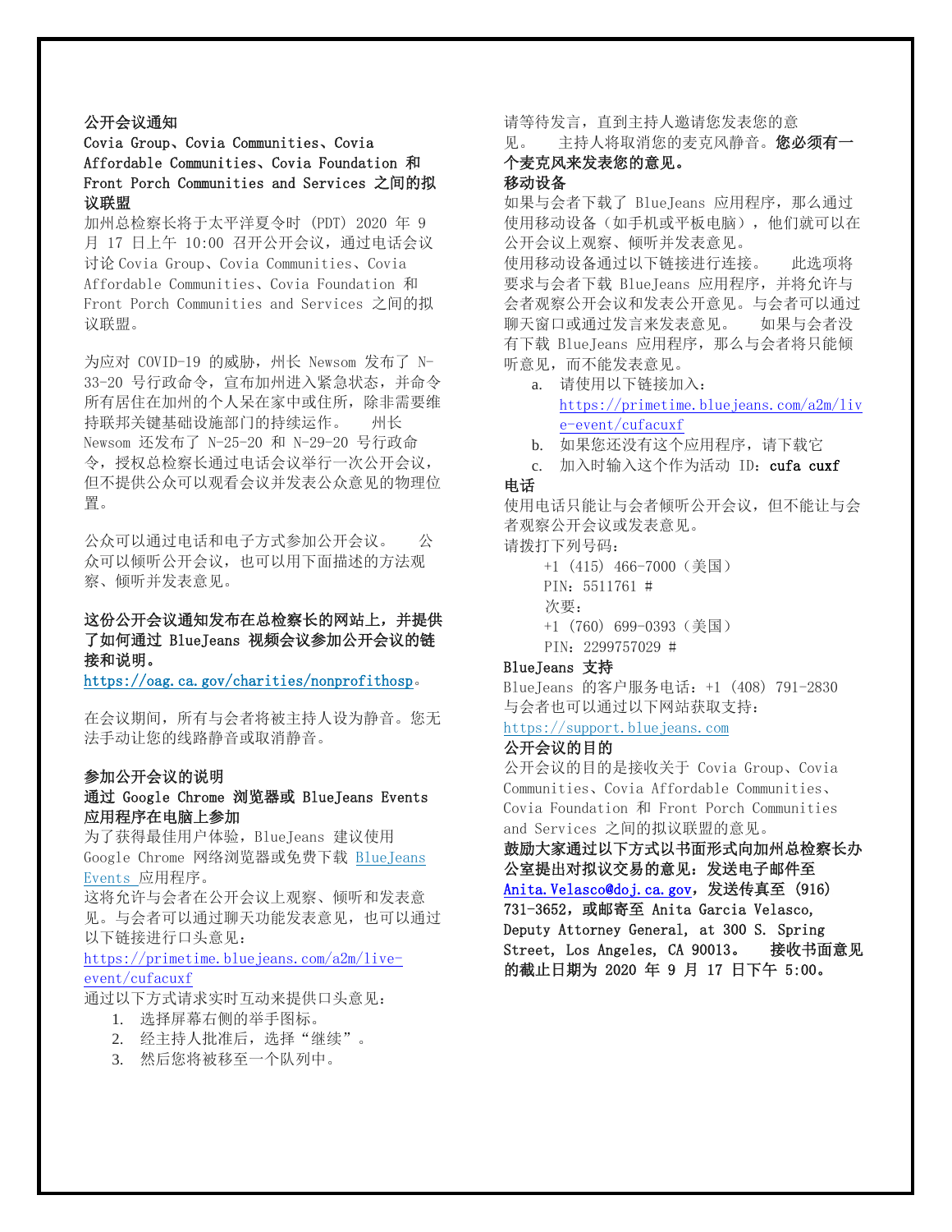**公开会议通知**

**Covia Group、Covia Communities、Covia Affordable Communities、Covia Foundation 和 Front Porch Communities and Services 之间的拟议联盟**

加州总检察长将于太平洋夏令时 (PDT) 2020 年 9 月 17 日上午 10:00 召开公开会议，通过电话会议讨论 Covia Group、Covia Communities、Covia Affordable Communities、Covia Foundation 和 Front Porch Communities and Services 之间的拟议联盟。

为应对 COVID-19 的威胁，州长 Newsom 发布了 N-33-20 号行政命令，宣布加州进入紧急状态，并命令所有居住在加州的个人呆在家中或住所，除非需要维持联邦关键基础设施部门的持续运作。 州长 Newsom 还发布了 N-25-20 和 N-29-20 号行政命令，授权总检察长通过电话会议举行一次公开会议，但不提供公众可以观看会议并发表公众意见的物理位置。

公众可以通过电话和电子方式参加公开会议。 公众可以倾听公开会议，也可以用下面描述的方法观察、倾听并发表意见。

**这份公开会议通知发布在总检察长的网站上，并提供了如何通过 BlueJeans 视频会议参加公开会议的链接和说明。**
https://oag.ca.gov/charities/nonprofithosp。

在会议期间，所有与会者将被主持人设为静音。您无法手动让您的线路静音或取消静音。

**参加公开会议的说明**

**通过 Google Chrome 浏览器或 BlueJeans Events 应用程序在电脑上参加**

为了获得最佳用户体验，BlueJeans 建议使用 Google Chrome 网络浏览器或免费下载 BlueJeans Events 应用程序。

这将允许与会者在公开会议上观察、倾听和发表意见。与会者可以通过聊天功能发表意见，也可以通过以下链接进行口头意见：
https://primetime.bluejeans.com/a2m/live-event/cufacuxf

通过以下方式请求实时互动来提供口头意见：

1. 选择屏幕右侧的举手图标。
2. 经主持人批准后，选择“继续”。
3. 然后您将被移至一个队列中。

请等待发言，直到主持人邀请您发表您的意见。 主持人将取消您的麦克风静音。**您必须有一个麦克风来发表您的意见。**

**移动设备**

如果与会者下载了 BlueJeans 应用程序，那么通过使用移动设备（如手机或平板电脑），他们就可以在公开会议上观察、倾听并发表意见。

使用移动设备通过以下链接进行连接。 此选项将要求与会者下载 BlueJeans 应用程序，并将允许与会者观察公开会议和发表公开意见。与会者可以通过聊天窗口或通过发言来发表意见。 如果与会者没有下载 BlueJeans 应用程序，那么与会者将只能倾听意见，而不能发表意见。

a. 请使用以下链接加入：
https://primetime.bluejeans.com/a2m/live-event/cufacuxf
b. 如果您还没有这个应用程序，请下载它
c. 加入时输入这个作为活动 ID：**cufa cuxf**

**电话**

使用电话只能让与会者倾听公开会议，但不能让与会者观察公开会议或发表意见。

请拨打下列号码：

+1 (415) 466-7000（美国）
PIN：5511761 #
次要：
+1 (760) 699-0393（美国）
PIN：2299757029 #

**BlueJeans 支持**

BlueJeans 的客户服务电话：+1 (408) 791-2830
与会者也可以通过以下网站获取支持：
https://support.bluejeans.com

**公开会议的目的**

公开会议的目的是接收关于 Covia Group、Covia Communities、Covia Affordable Communities、Covia Foundation 和 Front Porch Communities and Services 之间的拟议联盟的意见。

**鼓励大家通过以下方式以书面形式向加州总检察长办公室提出对拟议交易的意见：发送电子邮件至 Anita.Velasco@doj.ca.gov，发送传真至 (916) 731-3652，或邮寄至 Anita Garcia Velasco, Deputy Attorney General, at 300 S. Spring Street, Los Angeles, CA 90013。 接收书面意见的截止日期为 2020 年 9 月 17 日下午 5:00。**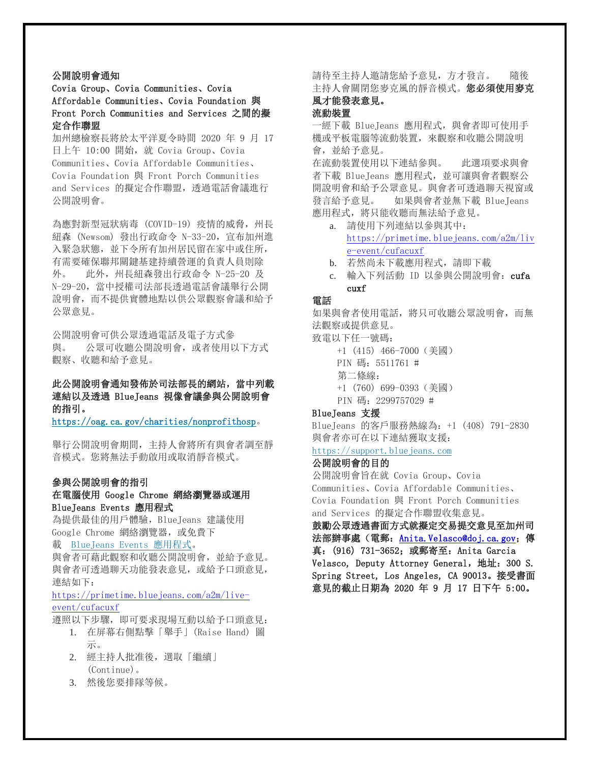**公開說明會通知**

**Covia Group、Covia Communities、Covia Affordable Communities、Covia Foundation 與 Front Porch Communities and Services 之間的擬定合作聯盟**

加州總檢察長將於太平洋夏令時間 2020 年 9 月 17 日上午 10:00 開始，就 Covia Group、Covia Communities、Covia Affordable Communities、Covia Foundation 與 Front Porch Communities and Services 的擬定合作聯盟，透過電話會議進行公開說明會。

為應對新型冠狀病毒 (COVID-19) 疫情的威脅，州長紐森 (Newsom) 發出行政命令 N-33-20，宣布加州進入緊急狀態，並下令所有加州居民留在家中或住所，有需要確保聯邦關鍵基建持續營運的負責人員則除外。 此外，州長紐森發出行政命令 N-25-20 及 N-29-20，當中授權司法部長透過電話會議舉行公開說明會，而不提供實體地點以供公眾觀察會議和給予公眾意見。

公開說明會可供公眾透過電話及電子方式參與。 公眾可收聽公開說明會，或者使用以下方式觀察、收聽和給予意見。

**此公開說明會通知發佈於司法部長的網站，當中列載連結以及透過 BlueJeans 視像會議參與公開說明會的指引。**
https://oag.ca.gov/charities/nonprofithosp。

舉行公開說明會期間，主持人會將所有與會者調至靜音模式。您將無法手動啟用或取消靜音模式。

**參與公開說明會的指引**

**在電腦使用 Google Chrome 網絡瀏覽器或運用 BlueJeans Events 應用程式**

為提供最佳的用戶體驗，BlueJeans 建議使用 Google Chrome 網絡瀏覽器，或免費下載 BlueJeans Events 應用程式。
與會者可藉此觀察和收聽公開說明會，並給予意見。與會者可透過聊天功能發表意見，或給予口頭意見，連結如下：
https://primetime.bluejeans.com/a2m/live-event/cufacuxf

遵照以下步驟，即可要求現場互動以給予口頭意見：

1. 在屏幕右側點擊「舉手」(Raise Hand) 圖示。
2. 經主持人批准後，選取「繼續」(Continue)。
3. 然後您要排隊等候。

請待至主持人邀請您給予意見，方才發言。 隨後主持人會關閉您麥克風的靜音模式。**您必須使用麥克風才能發表意見。**

**流動裝置**

一經下載 BlueJeans 應用程式，與會者即可使用手機或平板電腦等流動裝置，來觀察和收聽公開說明會，並給予意見。
在流動裝置使用以下連結參與。 此選項要求與會者下載 BlueJeans 應用程式，並可讓與會者觀察公開說明會和給予公眾意見。與會者可透過聊天視窗或發言給予意見。 如果與會者並無下載 BlueJeans 應用程式，將只能收聽而無法給予意見。

a. 請使用下列連結以參與其中：https://primetime.bluejeans.com/a2m/live-event/cufacuxf
b. 若然尚未下載應用程式，請即下載
c. 輸入下列活動 ID 以參與公開說明會：**cufacuxf**

**電話**

如果與會者使用電話，將只可收聽公眾說明會，而無法觀察或提供意見。
致電以下任一號碼：

+1 (415) 466-7000（美國）
PIN 碼：5511761 #
第二條線：
+1 (760) 699-0393（美國）
PIN 碼：2299757029 #

**BlueJeans 支援**

BlueJeans 的客戶服務熱線為：+1 (408) 791-2830
與會者亦可在以下連結獲取支援：
https://support.bluejeans.com

**公開說明會的目的**

公開說明會旨在就 Covia Group、Covia Communities、Covia Affordable Communities、Covia Foundation 與 Front Porch Communities and Services 的擬定合作聯盟收集意見。

**鼓勵公眾透過書面方式就擬定交易提交意見至加州司法部辦事處（電郵：Anita.Velasco@doj.ca.gov；傳真：(916) 731-3652；或郵寄至：Anita Garcia Velasco, Deputy Attorney General，地址：300 S. Spring Street, Los Angeles, CA 90013。接受書面意見的截止日期為 2020 年 9 月 17 日下午 5:00。**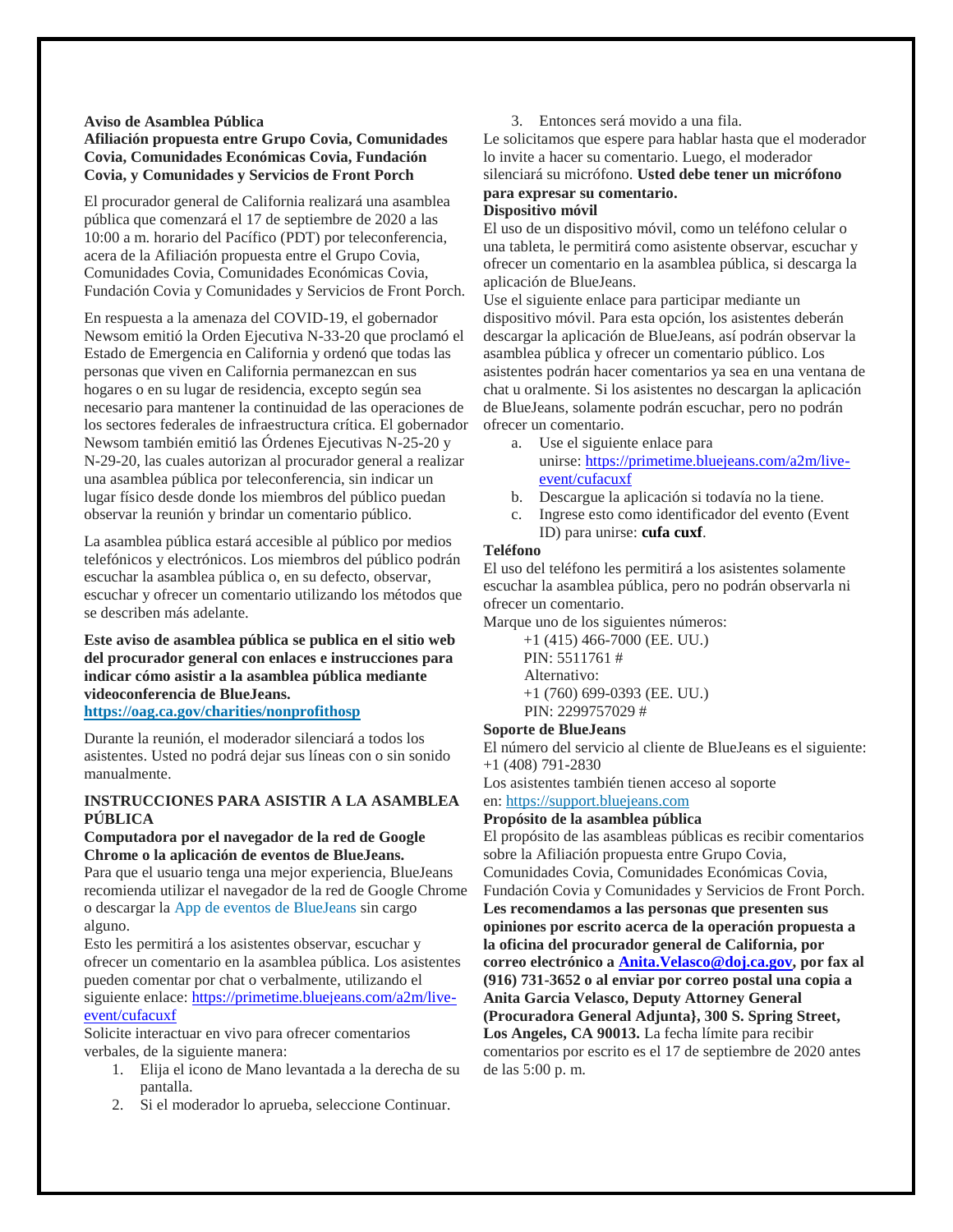**Aviso de Asamblea Pública**
**Afiliación propuesta entre Grupo Covia, Comunidades Covia, Comunidades Económicas Covia, Fundación Covia, y Comunidades y Servicios de Front Porch**

El procurador general de California realizará una asamblea pública que comenzará el 17 de septiembre de 2020 a las 10:00 a m. horario del Pacífico (PDT) por teleconferencia, acera de la Afiliación propuesta entre el Grupo Covia, Comunidades Covia, Comunidades Económicas Covia, Fundación Covia y Comunidades y Servicios de Front Porch.

En respuesta a la amenaza del COVID-19, el gobernador Newsom emitió la Orden Ejecutiva N-33-20 que proclamó el Estado de Emergencia en California y ordenó que todas las personas que viven en California permanezcan en sus hogares o en su lugar de residencia, excepto según sea necesario para mantener la continuidad de las operaciones de los sectores federales de infraestructura crítica. El gobernador Newsom también emitió las Órdenes Ejecutivas N-25-20 y N-29-20, las cuales autorizan al procurador general a realizar una asamblea pública por teleconferencia, sin indicar un lugar físico desde donde los miembros del público puedan observar la reunión y brindar un comentario público.

La asamblea pública estará accesible al público por medios telefónicos y electrónicos. Los miembros del público podrán escuchar la asamblea pública o, en su defecto, observar, escuchar y ofrecer un comentario utilizando los métodos que se describen más adelante.

**Este aviso de asamblea pública se publica en el sitio web del procurador general con enlaces e instrucciones para indicar cómo asistir a la asamblea pública mediante videoconferencia de BlueJeans.**
**https://oag.ca.gov/charities/nonprofithosp**

Durante la reunión, el moderador silenciará a todos los asistentes. Usted no podrá dejar sus líneas con o sin sonido manualmente.

**INSTRUCCIONES PARA ASISTIR A LA ASAMBLEA PÚBLICA**

**Computadora por el navegador de la red de Google Chrome o la aplicación de eventos de BlueJeans.**
Para que el usuario tenga una mejor experiencia, BlueJeans recomienda utilizar el navegador de la red de Google Chrome o descargar la App de eventos de BlueJeans sin cargo alguno.
Esto les permitirá a los asistentes observar, escuchar y ofrecer un comentario en la asamblea pública. Los asistentes pueden comentar por chat o verbalmente, utilizando el siguiente enlace: https://primetime.bluejeans.com/a2m/live-event/cufacuxf
Solicite interactuar en vivo para ofrecer comentarios verbales, de la siguiente manera:

1. Elija el icono de Mano levantada a la derecha de su pantalla.
2. Si el moderador lo aprueba, seleccione Continuar.
3. Entonces será movido a una fila.

Le solicitamos que espere para hablar hasta que el moderador lo invite a hacer su comentario. Luego, el moderador silenciará su micrófono. **Usted debe tener un micrófono para expresar su comentario.**

**Dispositivo móvil**
El uso de un dispositivo móvil, como un teléfono celular o una tableta, le permitirá como asistente observar, escuchar y ofrecer un comentario en la asamblea pública, si descarga la aplicación de BlueJeans.
Use el siguiente enlace para participar mediante un dispositivo móvil. Para esta opción, los asistentes deberán descargar la aplicación de BlueJeans, así podrán observar la asamblea pública y ofrecer un comentario público. Los asistentes podrán hacer comentarios ya sea en una ventana de chat u oralmente. Si los asistentes no descargan la aplicación de BlueJeans, solamente podrán escuchar, pero no podrán ofrecer un comentario.

a. Use el siguiente enlace para unirse: https://primetime.bluejeans.com/a2m/live-event/cufacuxf
b. Descargue la aplicación si todavía no la tiene.
c. Ingrese esto como identificador del evento (Event ID) para unirse: **cufa cuxf**.

**Teléfono**
El uso del teléfono les permitirá a los asistentes solamente escuchar la asamblea pública, pero no podrán observarla ni ofrecer un comentario.
Marque uno de los siguientes números:

+1 (415) 466-7000 (EE. UU.)
PIN: 5511761 #
Alternativo:
+1 (760) 699-0393 (EE. UU.)
PIN: 2299757029 #

**Soporte de BlueJeans**
El número del servicio al cliente de BlueJeans es el siguiente: +1 (408) 791-2830
Los asistentes también tienen acceso al soporte en: https://support.bluejeans.com

**Propósito de la asamblea pública**
El propósito de las asambleas públicas es recibir comentarios sobre la Afiliación propuesta entre Grupo Covia, Comunidades Covia, Comunidades Económicas Covia, Fundación Covia y Comunidades y Servicios de Front Porch. **Les recomendamos a las personas que presenten sus opiniones por escrito acerca de la operación propuesta a la oficina del procurador general de California, por correo electrónico a Anita.Velasco@doj.ca.gov, por fax al (916) 731-3652 o al enviar por correo postal una copia a Anita Garcia Velasco, Deputy Attorney General (Procuradora General Adjunta}, 300 S. Spring Street, Los Angeles, CA 90013.** La fecha límite para recibir comentarios por escrito es el 17 de septiembre de 2020 antes de las 5:00 p. m.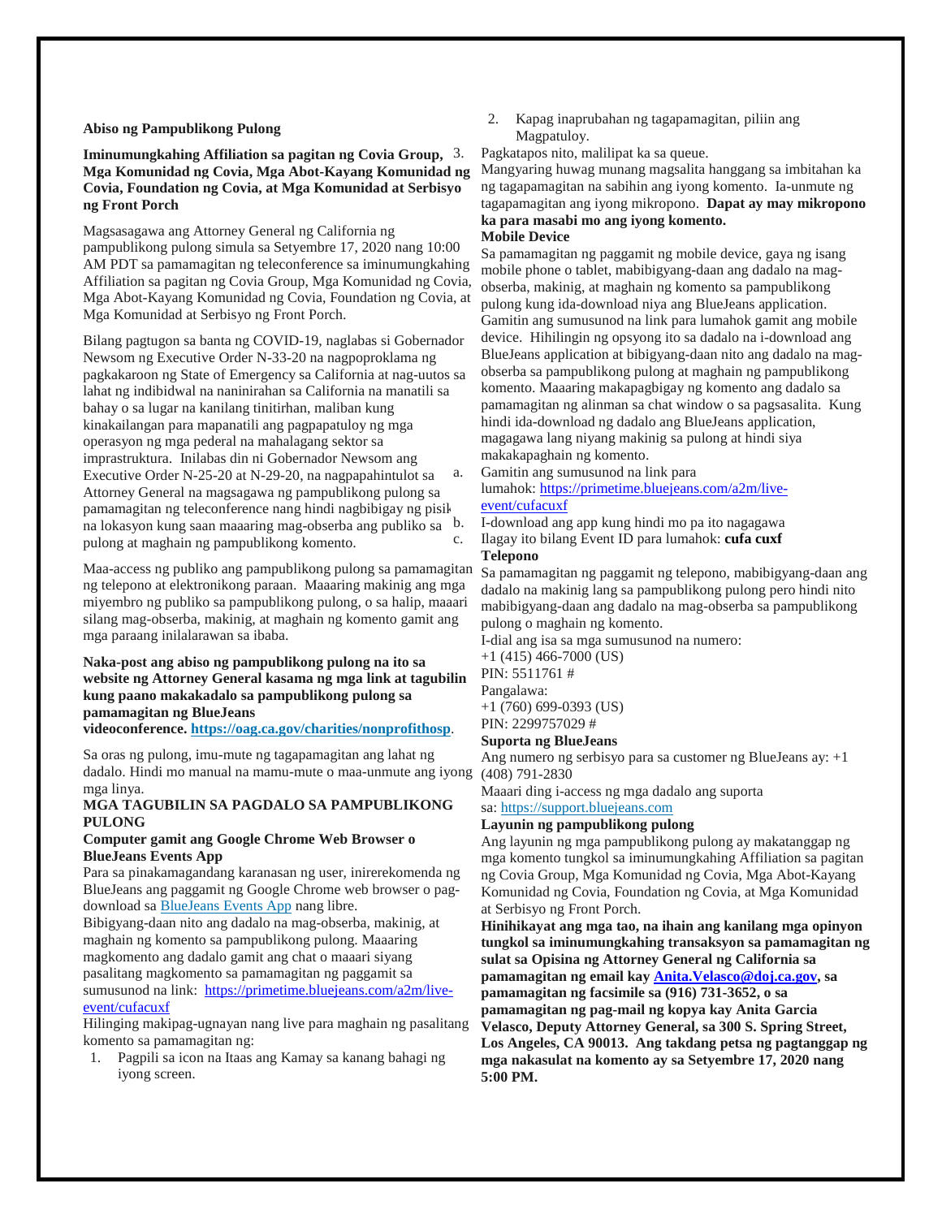**Abiso ng Pampublikong Pulong**

**Iminumungkahing Affiliation sa pagitan ng Covia Group, Mga Komunidad ng Covia, Mga Abot-Kayang Komunidad ng Covia, Foundation ng Covia, at Mga Komunidad at Serbisyo ng Front Porch**

Magsasagawa ang Attorney General ng California ng pampublikong pulong simula sa Setyembre 17, 2020 nang 10:00 AM PDT sa pamamagitan ng teleconference sa iminumungkahing Affiliation sa pagitan ng Covia Group, Mga Komunidad ng Covia, Mga Abot-Kayang Komunidad ng Covia, Foundation ng Covia, at Mga Komunidad at Serbisyo ng Front Porch.

Bilang pagtugon sa banta ng COVID-19, naglabas si Gobernador Newsom ng Executive Order N-33-20 na nagpoproklama ng pagkakaroon ng State of Emergency sa California at nag-uutos sa lahat ng indibidwal na naninirahan sa California na manatili sa bahay o sa lugar na kanilang tinitirhan, maliban kung kinakailangan para mapanatili ang pagpapatuloy ng mga operasyon ng mga pederal na mahalagang sektor sa imprastruktura. Inilabas din ni Gobernador Newsom ang Executive Order N-25-20 at N-29-20, na nagpapahintulot sa Attorney General na magsagawa ng pampublikong pulong sa pamamagitan ng teleconference nang hindi nagbibigay ng pisikal na lokasyon kung saan maaaring mag-obserba ang publiko sa pulong at maghain ng pampublikong komento.

Maa-access ng publiko ang pampublikong pulong sa pamamagitan ng telepono at elektronikong paraan. Maaaring makinig ang mga miyembro ng publiko sa pampublikong pulong, o sa halip, maaari silang mag-obserba, makinig, at maghain ng komento gamit ang mga paraang inilalarawan sa ibaba.

**Naka-post ang abiso ng pampublikong pulong na ito sa website ng Attorney General kasama ng mga link at tagubilin kung paano makakadalo sa pampublikong pulong sa pamamagitan ng BlueJeans videoconference. [https://oag.ca.gov/charities/nonprofithosp](https://oag.ca.gov/charities/nonprofithosp)**.

Sa oras ng pulong, imu-mute ng tagapamagitan ang lahat ng dadalo. Hindi mo manual na mamu-mute o maa-unmute ang iyong mga linya.

**MGA TAGUBILIN SA PAGDALO SA PAMPUBLIKONG PULONG**

**Computer gamit ang Google Chrome Web Browser o BlueJeans Events App**

Para sa pinakamagandang karanasan ng user, inirerekomenda ng BlueJeans ang paggamit ng Google Chrome web browser o pag-download sa BlueJeans Events App nang libre.

Bibigyang-daan nito ang dadalo na mag-obserba, makinig, at maghain ng komento sa pampublikong pulong. Maaaring magkomento ang dadalo gamit ang chat o maaari siyang pasalitang magkomento sa pamamagitan ng paggamit sa sumusunod na link: [https://primetime.bluejeans.com/a2m/live-event/cufacuxf](https://primetime.bluejeans.com/a2m/live-event/cufacuxf)

Hilinging makipag-ugnayan nang live para maghain ng pasalitang komento sa pamamagitan ng:

1. Pagpili sa icon na Itaas ang Kamay sa kanang bahagi ng iyong screen.
2. Kapag inaprubahan ng tagapamagitan, piliin ang Magpatuloy.
3. Pagkatapos nito, malilipat ka sa queue.

Mangyaring huwag munang magsalita hanggang sa imbitahan ka ng tagapamagitan na sabihin ang iyong komento. Ia-unmute ng tagapamagitan ang iyong mikropono. **Dapat ay may mikropono ka para masabi mo ang iyong komento.**

**Mobile Device**

Sa pamamagitan ng paggamit ng mobile device, gaya ng isang mobile phone o tablet, mabibigyang-daan ang dadalo na mag-obserba, makinig, at maghain ng komento sa pampublikong pulong kung ida-download niya ang BlueJeans application. Gamitin ang sumusunod na link para lumahok gamit ang mobile device. Hihilingin ng opsyong ito sa dadalo na i-download ang BlueJeans application at bibigyang-daan nito ang dadalo na mag-obserba sa pampublikong pulong at maghain ng pampublikong komento. Maaaring makapagbigay ng komento ang dadalo sa pamamagitan ng alinman sa chat window o sa pagsasalita. Kung hindi ida-download ng dadalo ang BlueJeans application, magagawa lang niyang makinig sa pulong at hindi siya makakapaghain ng komento.

a. Gamitin ang sumusunod na link para lumahok: [https://primetime.bluejeans.com/a2m/live-event/cufacuxf](https://primetime.bluejeans.com/a2m/live-event/cufacuxf)
b. I-download ang app kung hindi mo pa ito nagagawa
c. Ilagay ito bilang Event ID para lumahok: **cufa cuxf**

**Telepono**

Sa pamamagitan ng paggamit ng telepono, mabibigyang-daan ang dadalo na makinig lang sa pampublikong pulong pero hindi nito mabibigyang-daan ang dadalo na mag-obserba sa pampublikong pulong o maghain ng komento.

I-dial ang isa sa mga sumusunod na numero:

+1 (415) 466-7000 (US)
PIN: 5511761 #

Pangalawa:

+1 (760) 699-0393 (US)
PIN: 2299757029 #

**Suporta ng BlueJeans**

Ang numero ng serbisyo para sa customer ng BlueJeans ay: +1 (408) 791-2830

Maaari ding i-access ng mga dadalo ang suporta sa: [https://support.bluejeans.com](https://support.bluejeans.com)

**Layunin ng pampublikong pulong**

Ang layunin ng mga pampublikong pulong ay makatanggap ng mga komento tungkol sa iminumungkahing Affiliation sa pagitan ng Covia Group, Mga Komunidad ng Covia, Mga Abot-Kayang Komunidad ng Covia, Foundation ng Covia, at Mga Komunidad at Serbisyo ng Front Porch.

**Hinihikayat ang mga tao, na ihain ang kanilang mga opinyon tungkol sa iminumungkahing transaksyon sa pamamagitan ng sulat sa Opisina ng Attorney General ng California sa pamamagitan ng email kay [Anita.Velasco@doj.ca.gov](mailto:Anita.Velasco@doj.ca.gov), sa pamamagitan ng facsimile sa (916) 731-3652, o sa pamamagitan ng pag-mail ng kopya kay Anita Garcia Velasco, Deputy Attorney General, sa 300 S. Spring Street, Los Angeles, CA 90013. Ang takdang petsa ng pagtanggap ng mga nakasulat na komento ay sa Setyembre 17, 2020 nang 5:00 PM.**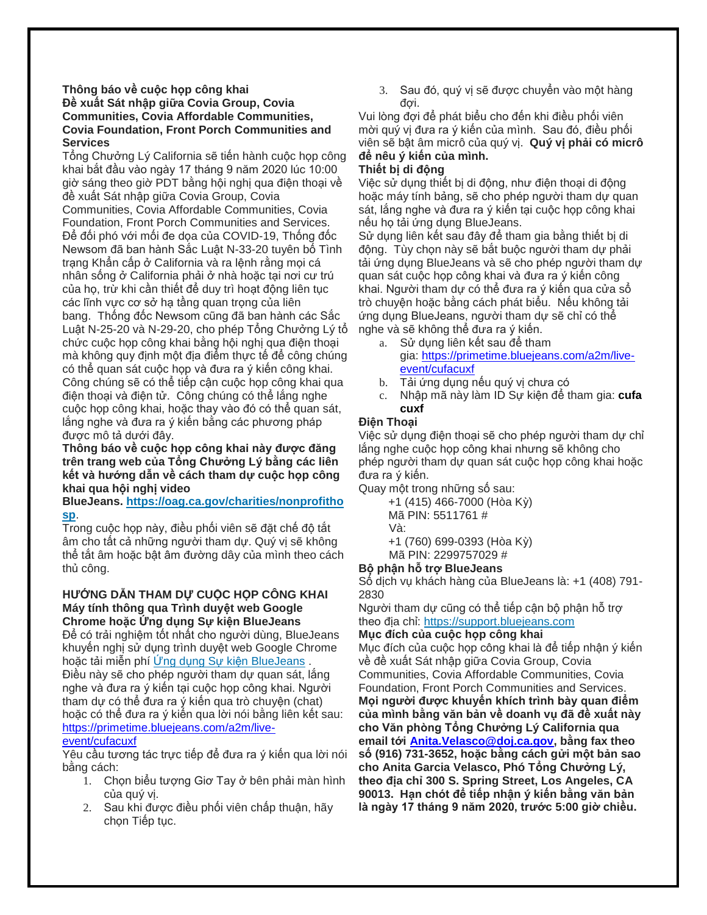**Thông báo về cuộc họp công khai**
**Đề xuất Sát nhập giữa Covia Group, Covia Communities, Covia Affordable Communities, Covia Foundation, Front Porch Communities and Services**

Tổng Chưởng Lý California sẽ tiến hành cuộc họp công khai bắt đầu vào ngày 17 tháng 9 năm 2020 lúc 10:00 giờ sáng theo giờ PDT bằng hội nghị qua điện thoại về đề xuất Sát nhập giữa Covia Group, Covia Communities, Covia Affordable Communities, Covia Foundation, Front Porch Communities and Services. Để đối phó với mối đe dọa của COVID-19, Thống đốc Newsom đã ban hành Sắc Luật N-33-20 tuyên bố Tình trạng Khẩn cấp ở California và ra lệnh rằng mọi cá nhân sống ở California phải ở nhà hoặc tại nơi cư trú của họ, trừ khi cần thiết để duy trì hoạt động liên tục các lĩnh vực cơ sở hạ tầng quan trọng của liên bang. Thống đốc Newsom cũng đã ban hành các Sắc Luật N-25-20 và N-29-20, cho phép Tổng Chưởng Lý tổ chức cuộc họp công khai bằng hội nghị qua điện thoại mà không quy định một địa điểm thực tế để công chúng có thể quan sát cuộc họp và đưa ra ý kiến công khai. Công chúng sẽ có thể tiếp cận cuộc họp công khai qua điện thoại và điện tử. Công chúng có thể lắng nghe cuộc họp công khai, hoặc thay vào đó có thể quan sát, lắng nghe và đưa ra ý kiến bằng các phương pháp được mô tả dưới đây.

**Thông báo về cuộc họp công khai này được đăng trên trang web của Tổng Chưởng Lý bằng các liên kết và hướng dẫn về cách tham dự cuộc họp công khai qua hội nghị video BlueJeans. https://oag.ca.gov/charities/nonprofithosp.**

Trong cuộc họp này, điều phối viên sẽ đặt chế độ tắt âm cho tất cả những người tham dự. Quý vị sẽ không thể tắt âm hoặc bật âm đường dây của mình theo cách thủ công.

**HƯỚNG DẪN THAM DỰ CUỘC HỌP CÔNG KHAI**

**Máy tính thông qua Trình duyệt web Google Chrome hoặc Ứng dụng Sự kiện BlueJeans**

Để có trải nghiệm tốt nhất cho người dùng, BlueJeans khuyến nghị sử dụng trình duyệt web Google Chrome hoặc tải miễn phí Ứng dụng Sự kiện BlueJeans . Điều này sẽ cho phép người tham dự quan sát, lắng nghe và đưa ra ý kiến tại cuộc họp công khai. Người tham dự có thể đưa ra ý kiến qua cửa sổ trò chuyện (chat) hoặc có thể đưa ra ý kiến qua lời nói bằng liên kết sau: https://primetime.bluejeans.com/a2m/live-event/cufacuxf

Yêu cầu tương tác trực tiếp để đưa ra ý kiến qua lời nói bằng cách:

1. Chọn biểu tượng Giơ Tay ở bên phải màn hình của quý vị.
2. Sau khi được điều phối viên chấp thuận, hãy chọn Tiếp tục.
3. Sau đó, quý vị sẽ được chuyển vào một hàng đợi.

Vui lòng đợi để phát biểu cho đến khi điều phối viên mời quý vị đưa ra ý kiến của mình. Sau đó, điều phối viên sẽ bật âm micrô của quý vị. **Quý vị phải có micrô để nêu ý kiến của mình.**

**Thiết bị di động**

Việc sử dụng thiết bị di động, như điện thoại di động hoặc máy tính bảng, sẽ cho phép người tham dự quan sát, lắng nghe và đưa ra ý kiến tại cuộc họp công khai nếu họ tải ứng dụng BlueJeans.

Sử dụng liên kết sau đây để tham gia bằng thiết bị di động. Tùy chọn này sẽ bắt buộc người tham dự phải tải ứng dụng BlueJeans và sẽ cho phép người tham dự quan sát cuộc họp công khai và đưa ra ý kiến công khai. Người tham dự có thể đưa ra ý kiến qua cửa sổ trò chuyện hoặc bằng cách phát biểu. Nếu không tải ứng dụng BlueJeans, người tham dự sẽ chỉ có thể nghe và sẽ không thể đưa ra ý kiến.

a. Sử dụng liên kết sau để tham gia: https://primetime.bluejeans.com/a2m/live-event/cufacuxf
b. Tải ứng dụng nếu quý vị chưa có
c. Nhập mã này làm ID Sự kiện để tham gia: **cufa cuxf**

**Điện Thoại**

Việc sử dụng điện thoại sẽ cho phép người tham dự chỉ lắng nghe cuộc họp công khai nhưng sẽ không cho phép người tham dự quan sát cuộc họp công khai hoặc đưa ra ý kiến.

Quay một trong những số sau:

+1 (415) 466-7000 (Hòa Kỳ)
Mã PIN: 5511761 #
Và:
+1 (760) 699-0393 (Hòa Kỳ)
Mã PIN: 2299757029 #

**Bộ phận hỗ trợ BlueJeans**

Số dịch vụ khách hàng của BlueJeans là: +1 (408) 791-2830

Người tham dự cũng có thể tiếp cận bộ phận hỗ trợ theo địa chỉ: https://support.bluejeans.com

**Mục đích của cuộc họp công khai**

Mục đích của cuộc họp công khai là để tiếp nhận ý kiến về đề xuất Sát nhập giữa Covia Group, Covia Communities, Covia Affordable Communities, Covia Foundation, Front Porch Communities and Services. **Mọi người được khuyến khích trình bày quan điểm của mình bằng văn bản về doanh vụ đã đề xuất này cho Văn phòng Tổng Chưởng Lý California qua email tới Anita.Velasco@doj.ca.gov, bằng fax theo số (916) 731-3652, hoặc bằng cách gửi một bản sao cho Anita Garcia Velasco, Phó Tổng Chưởng Lý, theo địa chỉ 300 S. Spring Street, Los Angeles, CA 90013. Hạn chót để tiếp nhận ý kiến bằng văn bản là ngày 17 tháng 9 năm 2020, trước 5:00 giờ chiều.**